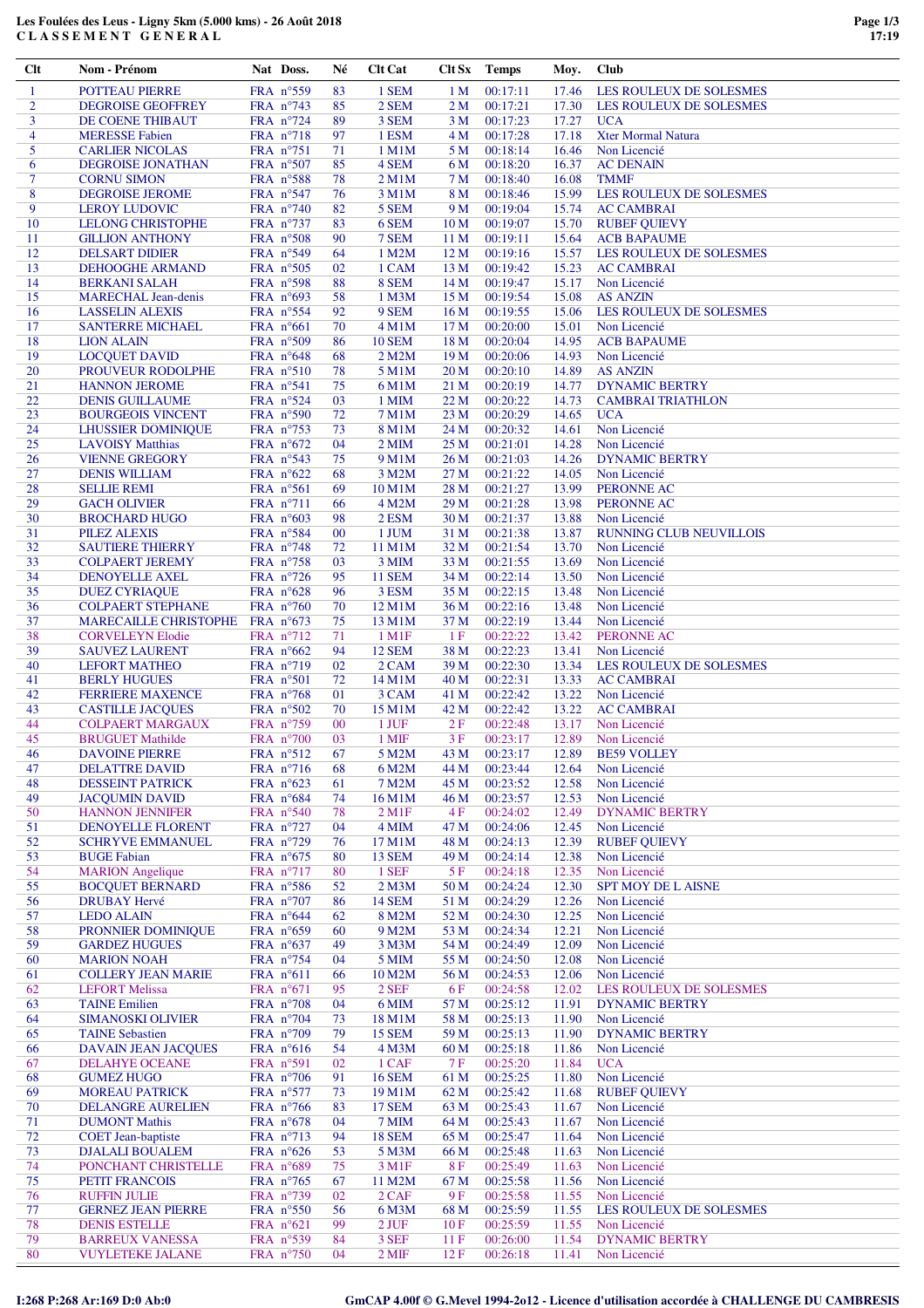# Les Foulées des Leus - Ligny 5km (5.000 kms) - 26 Août 2018

## CLASSEMENT GENERAL

| Clt | Nom - Prénom | Nat | Doss. | Né | Clt Cat | Clt Sx | Temps | Moy. | Club |
|---|---|---|---|---|---|---|---|---|---|
| 1 | POTTEAU PIERRE | FRA | n°559 | 83 | 1 SEM | 1 M | 00:17:11 | 17.46 | LES ROULEUX DE SOLESMES |
| 2 | DEGROISE GEOFFREY | FRA | n°743 | 85 | 2 SEM | 2 M | 00:17:21 | 17.30 | LES ROULEUX DE SOLESMES |
| 3 | DE COENE THIBAUT | FRA | n°724 | 89 | 3 SEM | 3 M | 00:17:23 | 17.27 | UCA |
| 4 | MERESSE Fabien | FRA | n°718 | 97 | 1 ESM | 4 M | 00:17:28 | 17.18 | Xter Mormal Natura |
| 5 | CARLIER NICOLAS | FRA | n°751 | 71 | 1 M1M | 5 M | 00:18:14 | 16.46 | Non Licencié |
| 6 | DEGROISE JONATHAN | FRA | n°507 | 85 | 4 SEM | 6 M | 00:18:20 | 16.37 | AC DENAIN |
| 7 | CORNU SIMON | FRA | n°588 | 78 | 2 M1M | 7 M | 00:18:40 | 16.08 | TMMF |
| 8 | DEGROISE JEROME | FRA | n°547 | 76 | 3 M1M | 8 M | 00:18:46 | 15.99 | LES ROULEUX DE SOLESMES |
| 9 | LEROY LUDOVIC | FRA | n°740 | 82 | 5 SEM | 9 M | 00:19:04 | 15.74 | AC CAMBRAI |
| 10 | LELONG CHRISTOPHE | FRA | n°737 | 83 | 6 SEM | 10 M | 00:19:07 | 15.70 | RUBEF QUIEVY |
| 11 | GILLION ANTHONY | FRA | n°508 | 90 | 7 SEM | 11 M | 00:19:11 | 15.64 | ACB BAPAUME |
| 12 | DELSART DIDIER | FRA | n°549 | 64 | 1 M2M | 12 M | 00:19:16 | 15.57 | LES ROULEUX DE SOLESMES |
| 13 | DEHOOGHE ARMAND | FRA | n°505 | 02 | 1 CAM | 13 M | 00:19:42 | 15.23 | AC CAMBRAI |
| 14 | BERKANI SALAH | FRA | n°598 | 88 | 8 SEM | 14 M | 00:19:47 | 15.17 | Non Licencié |
| 15 | MARECHAL Jean-denis | FRA | n°693 | 58 | 1 M3M | 15 M | 00:19:54 | 15.08 | AS ANZIN |
| 16 | LASSELIN ALEXIS | FRA | n°554 | 92 | 9 SEM | 16 M | 00:19:55 | 15.06 | LES ROULEUX DE SOLESMES |
| 17 | SANTERRE MICHAEL | FRA | n°661 | 70 | 4 M1M | 17 M | 00:20:00 | 15.01 | Non Licencié |
| 18 | LION ALAIN | FRA | n°509 | 86 | 10 SEM | 18 M | 00:20:04 | 14.95 | ACB BAPAUME |
| 19 | LOCQUET DAVID | FRA | n°648 | 68 | 2 M2M | 19 M | 00:20:06 | 14.93 | Non Licencié |
| 20 | PROUVEUR RODOLPHE | FRA | n°510 | 78 | 5 M1M | 20 M | 00:20:10 | 14.89 | AS ANZIN |
| 21 | HANNON JEROME | FRA | n°541 | 75 | 6 M1M | 21 M | 00:20:19 | 14.77 | DYNAMIC BERTRY |
| 22 | DENIS GUILLAUME | FRA | n°524 | 03 | 1 MIM | 22 M | 00:20:22 | 14.73 | CAMBRAI TRIATHLON |
| 23 | BOURGEOIS VINCENT | FRA | n°590 | 72 | 7 M1M | 23 M | 00:20:29 | 14.65 | UCA |
| 24 | LHUSSIER DOMINIQUE | FRA | n°753 | 73 | 8 M1M | 24 M | 00:20:32 | 14.61 | Non Licencié |
| 25 | LAVOISY Matthias | FRA | n°672 | 04 | 2 MIM | 25 M | 00:21:01 | 14.28 | Non Licencié |
| 26 | VIENNE GREGORY | FRA | n°543 | 75 | 9 M1M | 26 M | 00:21:03 | 14.26 | DYNAMIC BERTRY |
| 27 | DENIS WILLIAM | FRA | n°622 | 68 | 3 M2M | 27 M | 00:21:22 | 14.05 | Non Licencié |
| 28 | SELLIE REMI | FRA | n°561 | 69 | 10 M1M | 28 M | 00:21:27 | 13.99 | PERONNE AC |
| 29 | GACH OLIVIER | FRA | n°711 | 66 | 4 M2M | 29 M | 00:21:28 | 13.98 | PERONNE AC |
| 30 | BROCHARD HUGO | FRA | n°603 | 98 | 2 ESM | 30 M | 00:21:37 | 13.88 | Non Licencié |
| 31 | PILEZ ALEXIS | FRA | n°584 | 00 | 1 JUM | 31 M | 00:21:38 | 13.87 | RUNNING CLUB NEUVILLOIS |
| 32 | SAUTIERE THIERRY | FRA | n°748 | 72 | 11 M1M | 32 M | 00:21:54 | 13.70 | Non Licencié |
| 33 | COLPAERT JEREMY | FRA | n°758 | 03 | 3 MIM | 33 M | 00:21:55 | 13.69 | Non Licencié |
| 34 | DENOYELLE AXEL | FRA | n°726 | 95 | 11 SEM | 34 M | 00:22:14 | 13.50 | Non Licencié |
| 35 | DUEZ CYRIAQUE | FRA | n°628 | 96 | 3 ESM | 35 M | 00:22:15 | 13.48 | Non Licencié |
| 36 | COLPAERT STEPHANE | FRA | n°760 | 70 | 12 M1M | 36 M | 00:22:16 | 13.48 | Non Licencié |
| 37 | MARECAILLE CHRISTOPHE | FRA | n°673 | 75 | 13 M1M | 37 M | 00:22:19 | 13.44 | Non Licencié |
| 38 | CORVELEYN Elodie | FRA | n°712 | 71 | 1 M1F | 1 F | 00:22:22 | 13.42 | PERONNE AC |
| 39 | SAUVEZ LAURENT | FRA | n°662 | 94 | 12 SEM | 38 M | 00:22:23 | 13.41 | Non Licencié |
| 40 | LEFORT MATHEO | FRA | n°719 | 02 | 2 CAM | 39 M | 00:22:30 | 13.34 | LES ROULEUX DE SOLESMES |
| 41 | BERLY HUGUES | FRA | n°501 | 72 | 14 M1M | 40 M | 00:22:31 | 13.33 | AC CAMBRAI |
| 42 | FERRIERE MAXENCE | FRA | n°768 | 01 | 3 CAM | 41 M | 00:22:42 | 13.22 | Non Licencié |
| 43 | CASTILLE JACQUES | FRA | n°502 | 70 | 15 M1M | 42 M | 00:22:42 | 13.22 | AC CAMBRAI |
| 44 | COLPAERT MARGAUX | FRA | n°759 | 00 | 1 JUF | 2 F | 00:22:48 | 13.17 | Non Licencié |
| 45 | BRUGUET Mathilde | FRA | n°700 | 03 | 1 MIF | 3 F | 00:23:17 | 12.89 | Non Licencié |
| 46 | DAVOINE PIERRE | FRA | n°512 | 67 | 5 M2M | 43 M | 00:23:17 | 12.89 | BE59 VOLLEY |
| 47 | DELATTRE DAVID | FRA | n°716 | 68 | 6 M2M | 44 M | 00:23:44 | 12.64 | Non Licencié |
| 48 | DESSEINT PATRICK | FRA | n°623 | 61 | 7 M2M | 45 M | 00:23:52 | 12.58 | Non Licencié |
| 49 | JACQUMIN DAVID | FRA | n°684 | 74 | 16 M1M | 46 M | 00:23:57 | 12.53 | Non Licencié |
| 50 | HANNON JENNIFER | FRA | n°540 | 78 | 2 M1F | 4 F | 00:24:02 | 12.49 | DYNAMIC BERTRY |
| 51 | DENOYELLE FLORENT | FRA | n°727 | 04 | 4 MIM | 47 M | 00:24:06 | 12.45 | Non Licencié |
| 52 | SCHRYVE EMMANUEL | FRA | n°729 | 76 | 17 M1M | 48 M | 00:24:13 | 12.39 | RUBEF QUIEVY |
| 53 | BUGE Fabian | FRA | n°675 | 80 | 13 SEM | 49 M | 00:24:14 | 12.38 | Non Licencié |
| 54 | MARION Angelique | FRA | n°717 | 80 | 1 SEF | 5 F | 00:24:18 | 12.35 | Non Licencié |
| 55 | BOCQUET BERNARD | FRA | n°586 | 52 | 2 M3M | 50 M | 00:24:24 | 12.30 | SPT MOY DE L AISNE |
| 56 | DRUBAY Hervé | FRA | n°707 | 86 | 14 SEM | 51 M | 00:24:29 | 12.26 | Non Licencié |
| 57 | LEDO ALAIN | FRA | n°644 | 62 | 8 M2M | 52 M | 00:24:30 | 12.25 | Non Licencié |
| 58 | PRONNIER DOMINIQUE | FRA | n°659 | 60 | 9 M2M | 53 M | 00:24:34 | 12.21 | Non Licencié |
| 59 | GARDEZ HUGUES | FRA | n°637 | 49 | 3 M3M | 54 M | 00:24:49 | 12.09 | Non Licencié |
| 60 | MARION NOAH | FRA | n°754 | 04 | 5 MIM | 55 M | 00:24:50 | 12.08 | Non Licencié |
| 61 | COLLERY JEAN MARIE | FRA | n°611 | 66 | 10 M2M | 56 M | 00:24:53 | 12.06 | Non Licencié |
| 62 | LEFORT Melissa | FRA | n°671 | 95 | 2 SEF | 6 F | 00:24:58 | 12.02 | LES ROULEUX DE SOLESMES |
| 63 | TAINE Emilien | FRA | n°708 | 04 | 6 MIM | 57 M | 00:25:12 | 11.91 | DYNAMIC BERTRY |
| 64 | SIMANOSKI OLIVIER | FRA | n°704 | 73 | 18 M1M | 58 M | 00:25:13 | 11.90 | Non Licencié |
| 65 | TAINE Sebastien | FRA | n°709 | 79 | 15 SEM | 59 M | 00:25:13 | 11.90 | DYNAMIC BERTRY |
| 66 | DAVAIN JEAN JACQUES | FRA | n°616 | 54 | 4 M3M | 60 M | 00:25:18 | 11.86 | Non Licencié |
| 67 | DELAHYE OCEANE | FRA | n°591 | 02 | 1 CAF | 7 F | 00:25:20 | 11.84 | UCA |
| 68 | GUMEZ HUGO | FRA | n°706 | 91 | 16 SEM | 61 M | 00:25:25 | 11.80 | Non Licencié |
| 69 | MOREAU PATRICK | FRA | n°577 | 73 | 19 M1M | 62 M | 00:25:42 | 11.68 | RUBEF QUIEVY |
| 70 | DELANGRE AURELIEN | FRA | n°766 | 83 | 17 SEM | 63 M | 00:25:43 | 11.67 | Non Licencié |
| 71 | DUMONT Mathis | FRA | n°678 | 04 | 7 MIM | 64 M | 00:25:43 | 11.67 | Non Licencié |
| 72 | COET Jean-baptiste | FRA | n°713 | 94 | 18 SEM | 65 M | 00:25:47 | 11.64 | Non Licencié |
| 73 | DJALALI BOUALEM | FRA | n°626 | 53 | 5 M3M | 66 M | 00:25:48 | 11.63 | Non Licencié |
| 74 | PONCHANT CHRISTELLE | FRA | n°689 | 75 | 3 M1F | 8 F | 00:25:49 | 11.63 | Non Licencié |
| 75 | PETIT FRANCOIS | FRA | n°765 | 67 | 11 M2M | 67 M | 00:25:58 | 11.56 | Non Licencié |
| 76 | RUFFIN JULIE | FRA | n°739 | 02 | 2 CAF | 9 F | 00:25:58 | 11.55 | Non Licencié |
| 77 | GERNEZ JEAN PIERRE | FRA | n°550 | 56 | 6 M3M | 68 M | 00:25:59 | 11.55 | LES ROULEUX DE SOLESMES |
| 78 | DENIS ESTELLE | FRA | n°621 | 99 | 1 JUF | 10 F | 00:25:59 | 11.55 | Non Licencié |
| 79 | BARREUX VANESSA | FRA | n°539 | 84 | 3 SEF | 11 F | 00:26:00 | 11.54 | DYNAMIC BERTRY |
| 80 | VUYLETEKE JALANE | FRA | n°750 | 04 | 2 MIF | 12 F | 00:26:18 | 11.41 | Non Licencié |

I:268 P:268 Ar:169 D:0 Ab:0

GmCAP 4.00f © G.Mevel 1994-2012 - Licence d'utilisation accordée à CHALLENGE DU CAMBRESIS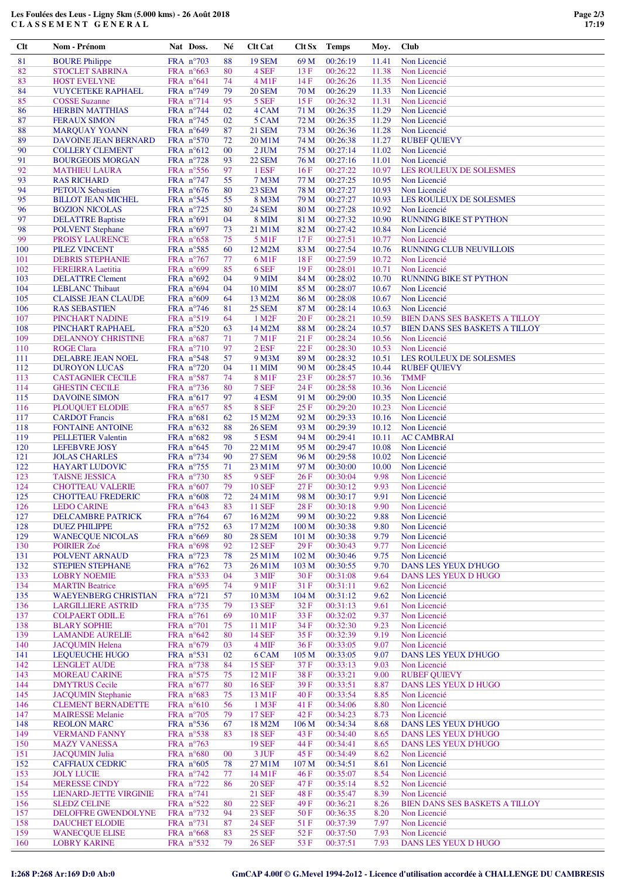Les Foulées des Leus - Ligny 5km (5.000 kms) - 26 Août 2018

CLASSEMENT GENERAL

| Clt | Nom - Prénom | Nat | Doss. | Né | Clt Cat | Clt Sx | Temps | Moy. | Club |
|---|---|---|---|---|---|---|---|---|---|
| 81 | BOURE Philippe | FRA | n°703 | 88 | 19 SEM | 69 M | 00:26:19 | 11.41 | Non Licencié |
| 82 | STOCLET SABRINA | FRA | n°663 | 80 | 4 SEF | 13 F | 00:26:22 | 11.38 | Non Licencié |
| 83 | HOST EVELYNE | FRA | n°641 | 74 | 4 M1F | 14 F | 00:26:26 | 11.35 | Non Licencié |
| 84 | VUYCETEKE RAPHAEL | FRA | n°749 | 79 | 20 SEM | 70 M | 00:26:29 | 11.33 | Non Licencié |
| 85 | COSSE Suzanne | FRA | n°714 | 95 | 5 SEF | 15 F | 00:26:32 | 11.31 | Non Licencié |
| 86 | HERBIN MATTHIAS | FRA | n°744 | 02 | 4 CAM | 71 M | 00:26:35 | 11.29 | Non Licencié |
| 87 | FERAUX SIMON | FRA | n°745 | 02 | 5 CAM | 72 M | 00:26:35 | 11.29 | Non Licencié |
| 88 | MARQUAY YOANN | FRA | n°649 | 87 | 21 SEM | 73 M | 00:26:36 | 11.28 | Non Licencié |
| 89 | DAVOINE JEAN BERNARD | FRA | n°570 | 72 | 20 M1M | 74 M | 00:26:38 | 11.27 | RUBEF QUIEVY |
| 90 | COLLERY CLEMENT | FRA | n°612 | 00 | 2 JUM | 75 M | 00:27:14 | 11.02 | Non Licencié |
| 91 | BOURGEOIS MORGAN | FRA | n°728 | 93 | 22 SEM | 76 M | 00:27:16 | 11.01 | Non Licencié |
| 92 | MATHIEU LAURA | FRA | n°556 | 97 | 1 ESF | 16 F | 00:27:22 | 10.97 | LES ROULEUX DE SOLESMES |
| 93 | RAS RICHARD | FRA | n°747 | 55 | 7 M3M | 77 M | 00:27:25 | 10.95 | Non Licencié |
| 94 | PETOUX Sebastien | FRA | n°676 | 80 | 23 SEM | 78 M | 00:27:27 | 10.93 | Non Licencié |
| 95 | BILLOT JEAN MICHEL | FRA | n°545 | 55 | 8 M3M | 79 M | 00:27:27 | 10.93 | LES ROULEUX DE SOLESMES |
| 96 | BOZION NICOLAS | FRA | n°725 | 80 | 24 SEM | 80 M | 00:27:28 | 10.92 | Non Licencié |
| 97 | DELATTRE Baptiste | FRA | n°691 | 04 | 8 MIM | 81 M | 00:27:32 | 10.90 | RUNNING BIKE ST PYTHON |
| 98 | POLVENT Stephane | FRA | n°697 | 73 | 21 M1M | 82 M | 00:27:42 | 10.84 | Non Licencié |
| 99 | PROISY LAURENCE | FRA | n°658 | 75 | 5 M1F | 17 F | 00:27:51 | 10.77 | Non Licencié |
| 100 | PILEZ VINCENT | FRA | n°585 | 60 | 12 M2M | 83 M | 00:27:54 | 10.76 | RUNNING CLUB NEUVILLOIS |
| 101 | DEBRIS STEPHANIE | FRA | n°767 | 77 | 6 M1F | 18 F | 00:27:59 | 10.72 | Non Licencié |
| 102 | FEREIRRA Laetitia | FRA | n°699 | 85 | 6 SEF | 19 F | 00:28:01 | 10.71 | Non Licencié |
| 103 | DELATTRE Clement | FRA | n°692 | 04 | 9 MIM | 84 M | 00:28:02 | 10.70 | RUNNING BIKE ST PYTHON |
| 104 | LEBLANC Thibaut | FRA | n°694 | 04 | 10 MIM | 85 M | 00:28:07 | 10.67 | Non Licencié |
| 105 | CLAISSE JEAN CLAUDE | FRA | n°609 | 64 | 13 M2M | 86 M | 00:28:08 | 10.67 | Non Licencié |
| 106 | RAS SEBASTIEN | FRA | n°746 | 81 | 25 SEM | 87 M | 00:28:14 | 10.63 | Non Licencié |
| 107 | PINCHART NADINE | FRA | n°519 | 64 | 1 M2F | 20 F | 00:28:21 | 10.59 | BIEN DANS SES BASKETS A TILLOY |
| 108 | PINCHART RAPHAEL | FRA | n°520 | 63 | 14 M2M | 88 M | 00:28:24 | 10.57 | BIEN DANS SES BASKETS A TILLOY |
| 109 | DELANNOY CHRISTINE | FRA | n°687 | 71 | 7 M1F | 21 F | 00:28:24 | 10.56 | Non Licencié |
| 110 | ROGE Clara | FRA | n°710 | 97 | 2 ESF | 22 F | 00:28:30 | 10.53 | Non Licencié |
| 111 | DELABRE JEAN NOEL | FRA | n°548 | 57 | 9 M3M | 89 M | 00:28:32 | 10.51 | LES ROULEUX DE SOLESMES |
| 112 | DUROYON LUCAS | FRA | n°720 | 04 | 11 MIM | 90 M | 00:28:45 | 10.44 | RUBEF QUIEVY |
| 113 | CASTAGNIER CECILE | FRA | n°587 | 74 | 8 M1F | 23 F | 00:28:57 | 10.36 | TMMF |
| 114 | GHESTIN CECILE | FRA | n°736 | 80 | 7 SEF | 24 F | 00:28:58 | 10.36 | Non Licencié |
| 115 | DAVOINE SIMON | FRA | n°617 | 97 | 4 ESM | 91 M | 00:29:00 | 10.35 | Non Licencié |
| 116 | PLOUQUET ELODIE | FRA | n°657 | 85 | 8 SEF | 25 F | 00:29:20 | 10.23 | Non Licencié |
| 117 | CARDOT Francis | FRA | n°681 | 62 | 15 M2M | 92 M | 00:29:33 | 10.16 | Non Licencié |
| 118 | FONTAINE ANTOINE | FRA | n°632 | 88 | 26 SEM | 93 M | 00:29:39 | 10.12 | Non Licencié |
| 119 | PELLETIER Valentin | FRA | n°682 | 98 | 5 ESM | 94 M | 00:29:41 | 10.11 | AC CAMBRAI |
| 120 | LEFEBVRE JOSY | FRA | n°645 | 70 | 22 M1M | 95 M | 00:29:47 | 10.08 | Non Licencié |
| 121 | JOLAS CHARLES | FRA | n°734 | 90 | 27 SEM | 96 M | 00:29:58 | 10.02 | Non Licencié |
| 122 | HAYART LUDOVIC | FRA | n°755 | 71 | 23 M1M | 97 M | 00:30:00 | 10.00 | Non Licencié |
| 123 | TAISNE JESSICA | FRA | n°730 | 85 | 9 SEF | 26 F | 00:30:04 | 9.98 | Non Licencié |
| 124 | CHOTTEAU VALERIE | FRA | n°607 | 79 | 10 SEF | 27 F | 00:30:12 | 9.93 | Non Licencié |
| 125 | CHOTTEAU FREDERIC | FRA | n°608 | 72 | 24 M1M | 98 M | 00:30:17 | 9.91 | Non Licencié |
| 126 | LEDO CARINE | FRA | n°643 | 83 | 11 SEF | 28 F | 00:30:18 | 9.90 | Non Licencié |
| 127 | DELCAMBRE PATRICK | FRA | n°764 | 67 | 16 M2M | 99 M | 00:30:22 | 9.88 | Non Licencié |
| 128 | DUEZ PHILIPPE | FRA | n°752 | 63 | 17 M2M | 100 M | 00:30:38 | 9.80 | Non Licencié |
| 129 | WANECQUE NICOLAS | FRA | n°669 | 80 | 28 SEM | 101 M | 00:30:38 | 9.79 | Non Licencié |
| 130 | POIRIER Zoé | FRA | n°698 | 92 | 12 SEF | 29 F | 00:30:43 | 9.77 | Non Licencié |
| 131 | POLVENT ARNAUD | FRA | n°723 | 78 | 25 M1M | 102 M | 00:30:46 | 9.75 | Non Licencié |
| 132 | STEPIEN STEPHANE | FRA | n°762 | 73 | 26 M1M | 103 M | 00:30:55 | 9.70 | DANS LES YEUX D'HUGO |
| 133 | LOBRY NOEMIE | FRA | n°533 | 04 | 3 MIF | 30 F | 00:31:08 | 9.64 | DANS LES YEUX D HUGO |
| 134 | MARTIN Beatrice | FRA | n°695 | 74 | 9 M1F | 31 F | 00:31:11 | 9.62 | Non Licencié |
| 135 | WAEYENBERG CHRISTIAN | FRA | n°721 | 57 | 10 M3M | 104 M | 00:31:12 | 9.62 | Non Licencié |
| 136 | LARGILLIERE ASTRID | FRA | n°735 | 79 | 13 SEF | 32 F | 00:31:13 | 9.61 | Non Licencié |
| 137 | COLPAERT ODIL.E | FRA | n°761 | 69 | 10 M1F | 33 F | 00:32:02 | 9.37 | Non Licencié |
| 138 | BLARY SOPHIE | FRA | n°701 | 75 | 11 M1F | 34 F | 00:32:30 | 9.23 | Non Licencié |
| 139 | LAMANDE AURELIE | FRA | n°642 | 80 | 14 SEF | 35 F | 00:32:39 | 9.19 | Non Licencié |
| 140 | JACQUMIN Helena | FRA | n°679 | 03 | 4 MIF | 36 F | 00:33:05 | 9.07 | Non Licencié |
| 141 | LEQUEUCHE HUGO | FRA | n°531 | 02 | 6 CAM | 105 M | 00:33:05 | 9.07 | DANS LES YEUX D'HUGO |
| 142 | LENGLET AUDE | FRA | n°738 | 84 | 15 SEF | 37 F | 00:33:13 | 9.03 | Non Licencié |
| 143 | MOREAU CARINE | FRA | n°575 | 75 | 12 M1F | 38 F | 00:33:21 | 9.00 | RUBEF QUIEVY |
| 144 | DMYTRUS Cecile | FRA | n°677 | 80 | 16 SEF | 39 F | 00:33:51 | 8.87 | DANS LES YEUX D HUGO |
| 145 | JACQUMIN Stephanie | FRA | n°683 | 75 | 13 M1F | 40 F | 00:33:54 | 8.85 | Non Licencié |
| 146 | CLEMENT BERNADETTE | FRA | n°610 | 56 | 1 M3F | 41 F | 00:34:06 | 8.80 | Non Licencié |
| 147 | MAIRESSE Melanie | FRA | n°705 | 79 | 17 SEF | 42 F | 00:34:23 | 8.73 | Non Licencié |
| 148 | REOLON MARC | FRA | n°536 | 67 | 18 M2M | 106 M | 00:34:34 | 8.68 | DANS LES YEUX D'HUGO |
| 149 | VERMAND FANNY | FRA | n°538 | 83 | 18 SEF | 43 F | 00:34:40 | 8.65 | DANS LES YEUX D'HUGO |
| 150 | MAZY VANESSA | FRA | n°763 | | 19 SEF | 44 F | 00:34:41 | 8.65 | DANS LES YEUX D'HUGO |
| 151 | JACQUMIN Julia | FRA | n°680 | 00 | 3 JUF | 45 F | 00:34:49 | 8.62 | Non Licencié |
| 152 | CAFFIAUX CEDRIC | FRA | n°605 | 78 | 27 M1M | 107 M | 00:34:51 | 8.61 | Non Licencié |
| 153 | JOLY LUCIE | FRA | n°742 | 77 | 14 M1F | 46 F | 00:35:07 | 8.54 | Non Licencié |
| 154 | MERESSE CINDY | FRA | n°722 | 86 | 20 SEF | 47 F | 00:35:14 | 8.52 | Non Licencié |
| 155 | LIENARD-JETTE VIRGINIE | FRA | n°741 | | 21 SEF | 48 F | 00:35:47 | 8.39 | Non Licencié |
| 156 | SLEDZ CELINE | FRA | n°522 | 80 | 22 SEF | 49 F | 00:36:21 | 8.26 | BIEN DANS SES BASKETS A TILLOY |
| 157 | DELOFFRE GWENDOLYNE | FRA | n°732 | 94 | 23 SEF | 50 F | 00:36:35 | 8.20 | Non Licencié |
| 158 | DAUCHET ELODIE | FRA | n°731 | 87 | 24 SEF | 51 F | 00:37:39 | 7.97 | Non Licencié |
| 159 | WANECQUE ELISE | FRA | n°668 | 83 | 25 SEF | 52 F | 00:37:50 | 7.93 | Non Licencié |
| 160 | LOBRY KARINE | FRA | n°532 | 79 | 26 SEF | 53 F | 00:37:51 | 7.93 | DANS LES YEUX D HUGO |

I:268 P:268 Ar:169 D:0 Ab:0

GmCAP 4.00f © G.Mevel 1994-2o12 - Licence d'utilisation accordée à CHALLENGE DU CAMBRESIS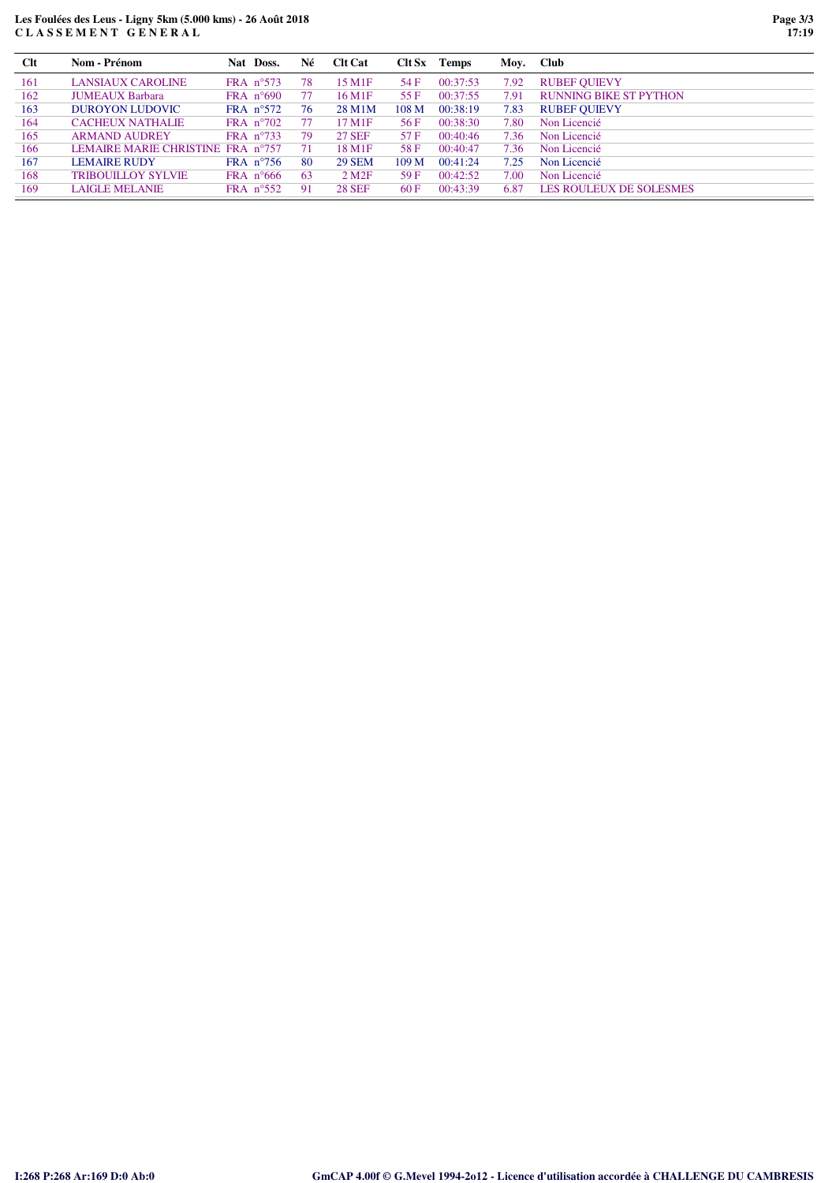**Les Foulées des Leus - Ligny 5km (5.000 kms) - 26 Août 2018**
**C L A S S E M E N T   G E N E R A L**

| Clt | Nom - Prénom | Nat | Doss. | Né | Clt Cat | Clt Sx | Temps | Moy. | Club |
|---|---|---|---|---|---|---|---|---|---|
| 161 | LANSIAUX CAROLINE | FRA | n°573 | 78 | 15 M1F | 54 F | 00:37:53 | 7.92 | RUBEF QUIEVY |
| 162 | JUMEAUX Barbara | FRA | n°690 | 77 | 16 M1F | 55 F | 00:37:55 | 7.91 | RUNNING BIKE ST PYTHON |
| 163 | DUROYON LUDOVIC | FRA | n°572 | 76 | 28 M1M | 108 M | 00:38:19 | 7.83 | RUBEF QUIEVY |
| 164 | CACHEUX NATHALIE | FRA | n°702 | 77 | 17 M1F | 56 F | 00:38:30 | 7.80 | Non Licencié |
| 165 | ARMAND AUDREY | FRA | n°733 | 79 | 27 SEF | 57 F | 00:40:46 | 7.36 | Non Licencié |
| 166 | LEMAIRE MARIE CHRISTINE | FRA | n°757 | 71 | 18 M1F | 58 F | 00:40:47 | 7.36 | Non Licencié |
| 167 | LEMAIRE RUDY | FRA | n°756 | 80 | 29 SEM | 109 M | 00:41:24 | 7.25 | Non Licencié |
| 168 | TRIBOUILLOY SYLVIE | FRA | n°666 | 63 | 2 M2F | 59 F | 00:42:52 | 7.00 | Non Licencié |
| 169 | LAIGLE MELANIE | FRA | n°552 | 91 | 28 SEF | 60 F | 00:43:39 | 6.87 | LES ROULEUX DE SOLESMES |

I:268 P:268 Ar:169 D:0 Ab:0

GmCAP 4.00f © G.Mevel 1994-2o12 - Licence d'utilisation accordée à CHALLENGE DU CAMBRESIS